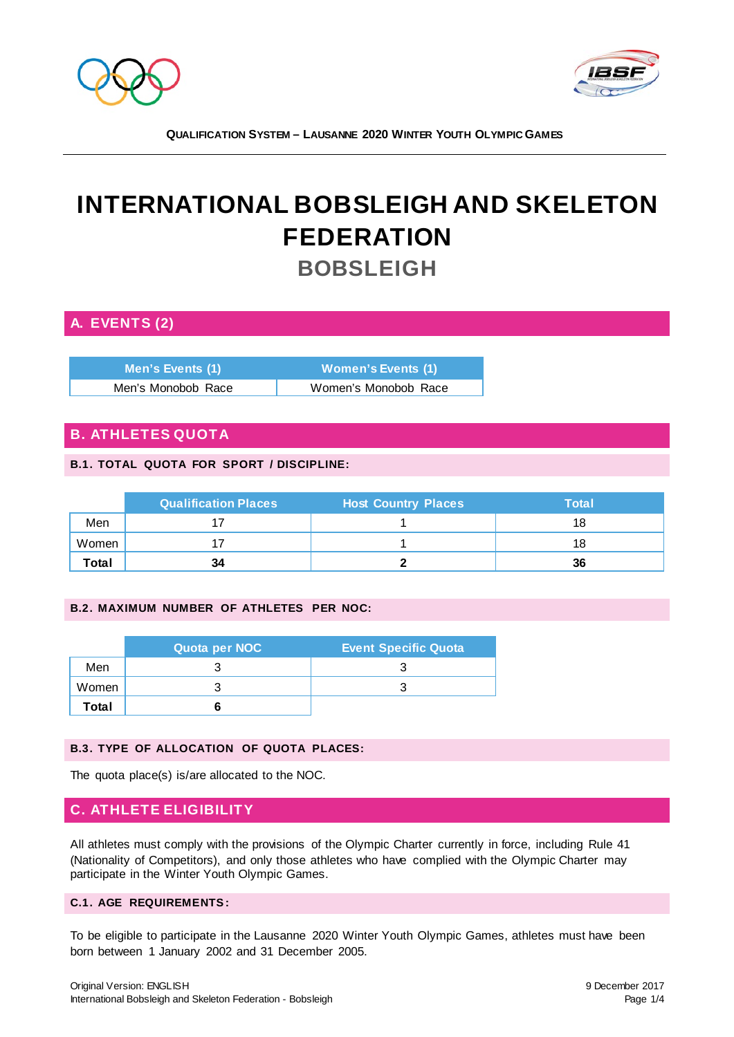# INTERNATIONAL BOBSLEIGH AND SKELETON FEDERATION

## BOBSLEIGH

## A. EVENTS (2)

| Men's Events (1) | Women's Events (1) |
|---|---|
| Men's Monobob Race | Women's Monobob Race |

## B. ATHLETES QUOTA

### B.1. TOTAL QUOTA FOR SPORT / DISCIPLINE:

| | Qualification Places | Host Country Places | Total |
|---|---|---|---|
| Men | 17 | 1 | 18 |
| Women | 17 | 1 | 18 |
| **Total** | **34** | **2** | **36** |

### B.2. MAXIMUM NUMBER OF ATHLETES PER NOC:

| | Quota per NOC | Event Specific Quota |
|---|---|---|
| Men | 3 | 3 |
| Women | 3 | 3 |
| **Total** | **6** | |

### B.3. TYPE OF ALLOCATION OF QUOTA PLACES:

The quota place(s) is/are allocated to the NOC.

## C. ATHLETE ELIGIBILITY

All athletes must comply with the provisions of the Olympic Charter currently in force, including Rule 41 (Nationality of Competitors), and only those athletes who have complied with the Olympic Charter may participate in the Winter Youth Olympic Games.

### C.1. AGE REQUIREMENTS:

To be eligible to participate in the Lausanne 2020 Winter Youth Olympic Games, athletes must have been born between 1 January 2002 and 31 December 2005.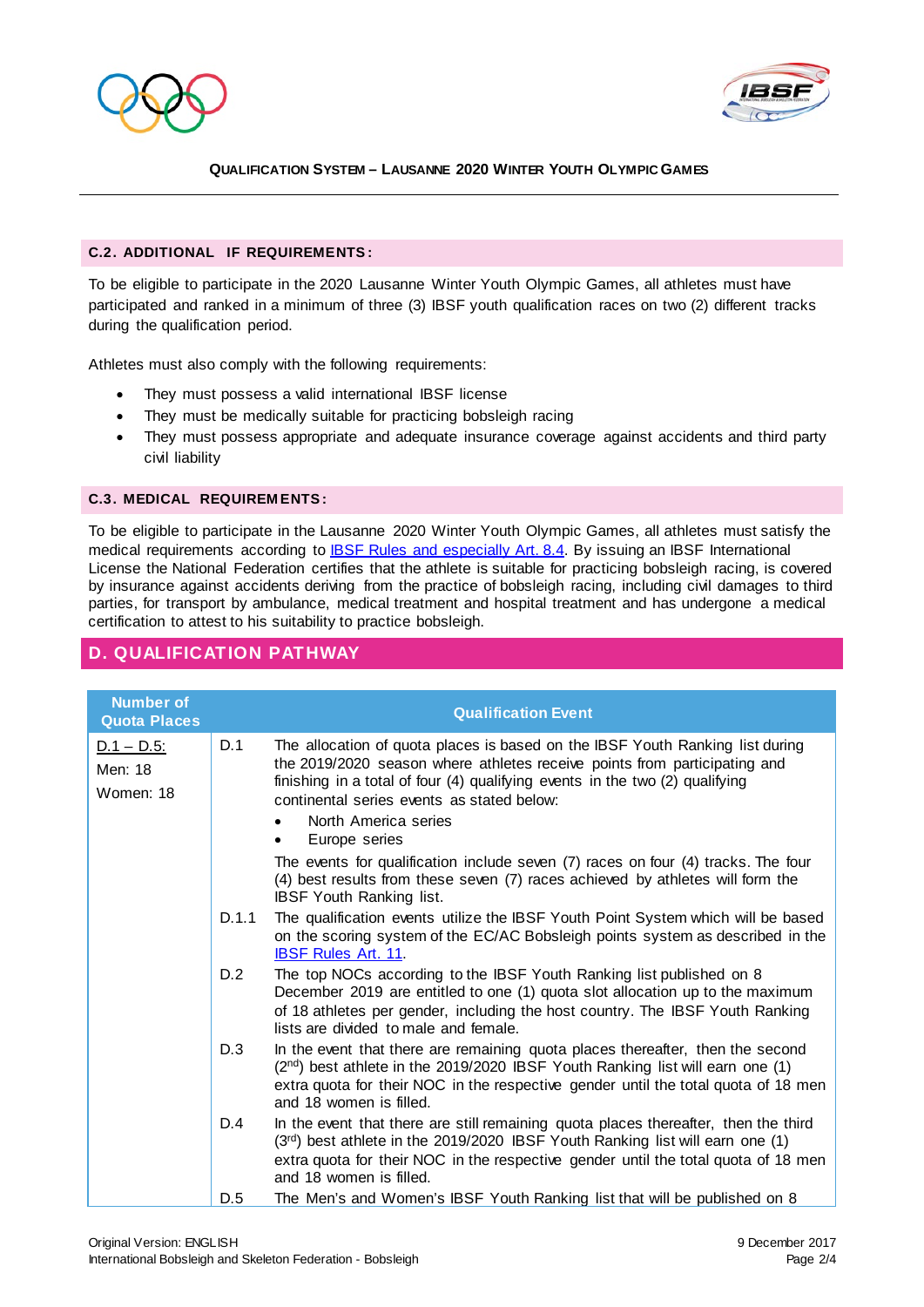#### C.2. ADDITIONAL IF REQUIREMENTS:

To be eligible to participate in the 2020 Lausanne Winter Youth Olympic Games, all athletes must have participated and ranked in a minimum of three (3) IBSF youth qualification races on two (2) different tracks during the qualification period.

Athletes must also comply with the following requirements:

- They must possess a valid international IBSF license
- They must be medically suitable for practicing bobsleigh racing
- They must possess appropriate and adequate insurance coverage against accidents and third party civil liability

#### C.3. MEDICAL REQUIREMENTS:

To be eligible to participate in the Lausanne 2020 Winter Youth Olympic Games, all athletes must satisfy the medical requirements according to IBSF Rules and especially Art. 8.4. By issuing an IBSF International License the National Federation certifies that the athlete is suitable for practicing bobsleigh racing, is covered by insurance against accidents deriving from the practice of bobsleigh racing, including civil damages to third parties, for transport by ambulance, medical treatment and hospital treatment and has undergone a medical certification to attest to his suitability to practice bobsleigh.

## D. QUALIFICATION PATHWAY

| Number of Quota Places | | Qualification Event |
|---|---|---|
| D.1 – D.5:<br>Men: 18<br>Women: 18 | D.1 | The allocation of quota places is based on the IBSF Youth Ranking list during the 2019/2020 season where athletes receive points from participating and finishing in a total of four (4) qualifying events in the two (2) qualifying continental series events as stated below:<br>• North America series<br>• Europe series<br>The events for qualification include seven (7) races on four (4) tracks. The four (4) best results from these seven (7) races achieved by athletes will form the IBSF Youth Ranking list. |
| | D.1.1 | The qualification events utilize the IBSF Youth Point System which will be based on the scoring system of the EC/AC Bobsleigh points system as described in the IBSF Rules Art. 11. |
| | D.2 | The top NOCs according to the IBSF Youth Ranking list published on 8 December 2019 are entitled to one (1) quota slot allocation up to the maximum of 18 athletes per gender, including the host country. The IBSF Youth Ranking lists are divided to male and female. |
| | D.3 | In the event that there are remaining quota places thereafter, then the second (2nd) best athlete in the 2019/2020 IBSF Youth Ranking list will earn one (1) extra quota for their NOC in the respective gender until the total quota of 18 men and 18 women is filled. |
| | D.4 | In the event that there are still remaining quota places thereafter, then the third (3rd) best athlete in the 2019/2020 IBSF Youth Ranking list will earn one (1) extra quota for their NOC in the respective gender until the total quota of 18 men and 18 women is filled. |
| | D.5 | The Men's and Women's IBSF Youth Ranking list that will be published on 8 |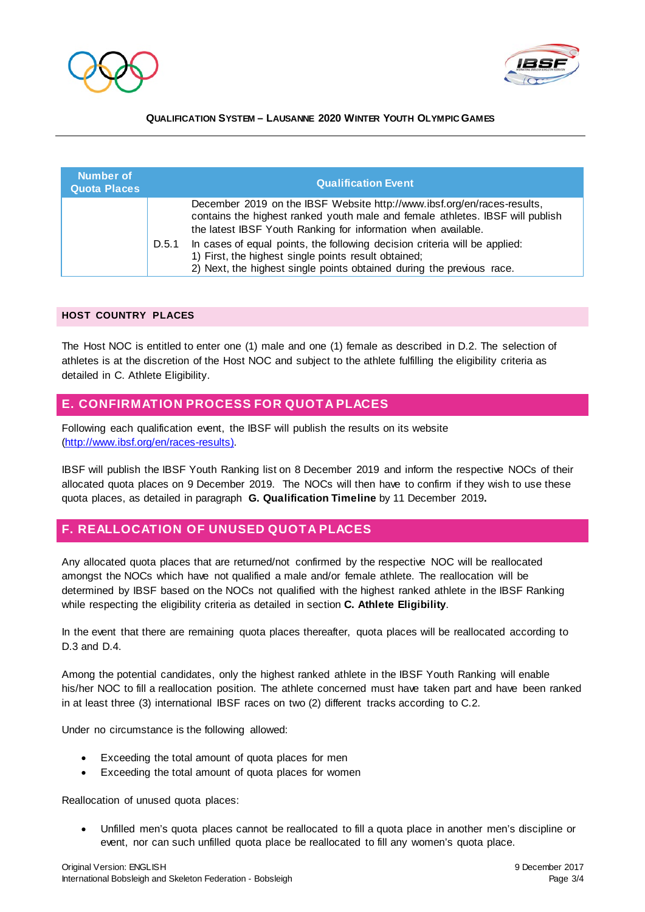| Number of Quota Places | | Qualification Event |
| --- | --- | --- |
| | | December 2019 on the IBSF Website http://www.ibsf.org/en/races-results, contains the highest ranked youth male and female athletes. IBSF will publish the latest IBSF Youth Ranking for information when available. |
| | D.5.1 | In cases of equal points, the following decision criteria will be applied:<br>1) First, the highest single points result obtained;<br>2) Next, the highest single points obtained during the previous race. |

### HOST COUNTRY PLACES

The Host NOC is entitled to enter one (1) male and one (1) female as described in D.2. The selection of athletes is at the discretion of the Host NOC and subject to the athlete fulfilling the eligibility criteria as detailed in C. Athlete Eligibility.

## E. CONFIRMATION PROCESS FOR QUOTA PLACES

Following each qualification event, the IBSF will publish the results on its website (http://www.ibsf.org/en/races-results).

IBSF will publish the IBSF Youth Ranking list on 8 December 2019 and inform the respective NOCs of their allocated quota places on 9 December 2019. The NOCs will then have to confirm if they wish to use these quota places, as detailed in paragraph **G. Qualification Timeline** by 11 December 2019**.**

## F. REALLOCATION OF UNUSED QUOTA PLACES

Any allocated quota places that are returned/not confirmed by the respective NOC will be reallocated amongst the NOCs which have not qualified a male and/or female athlete. The reallocation will be determined by IBSF based on the NOCs not qualified with the highest ranked athlete in the IBSF Ranking while respecting the eligibility criteria as detailed in section **C. Athlete Eligibility**.

In the event that there are remaining quota places thereafter, quota places will be reallocated according to D.3 and D.4.

Among the potential candidates, only the highest ranked athlete in the IBSF Youth Ranking will enable his/her NOC to fill a reallocation position. The athlete concerned must have taken part and have been ranked in at least three (3) international IBSF races on two (2) different tracks according to C.2.

Under no circumstance is the following allowed:

- Exceeding the total amount of quota places for men
- Exceeding the total amount of quota places for women

Reallocation of unused quota places:

- Unfilled men's quota places cannot be reallocated to fill a quota place in another men's discipline or event, nor can such unfilled quota place be reallocated to fill any women's quota place.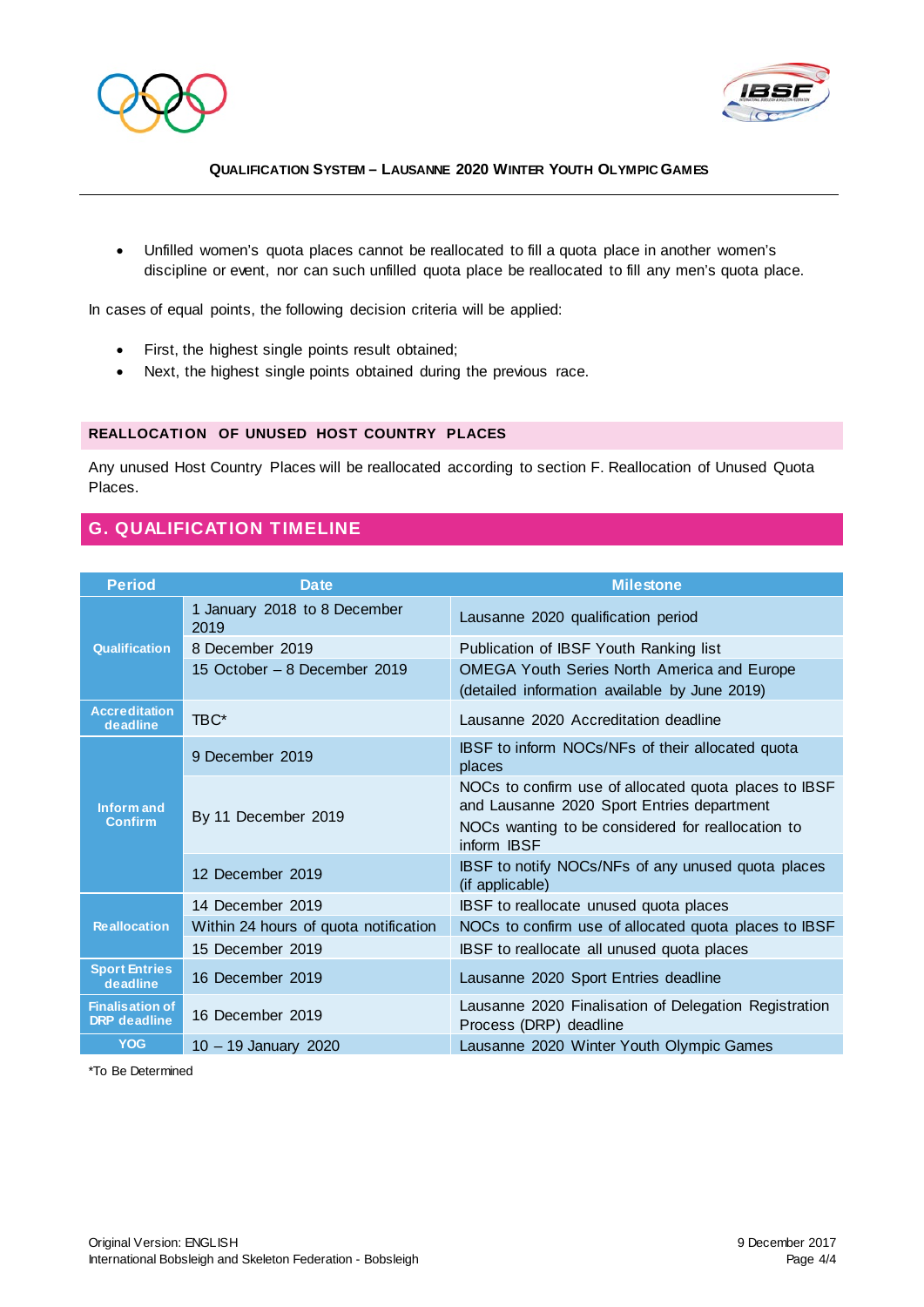- Unfilled women's quota places cannot be reallocated to fill a quota place in another women's discipline or event, nor can such unfilled quota place be reallocated to fill any men's quota place.

In cases of equal points, the following decision criteria will be applied:

- First, the highest single points result obtained;
- Next, the highest single points obtained during the previous race.

### REALLOCATION OF UNUSED HOST COUNTRY PLACES

Any unused Host Country Places will be reallocated according to section F. Reallocation of Unused Quota Places.

## G. QUALIFICATION TIMELINE

| Period | Date | Milestone |
|---|---|---|
| Qualification | 1 January 2018 to 8 December 2019 | Lausanne 2020 qualification period |
| | 8 December 2019 | Publication of IBSF Youth Ranking list |
| | 15 October – 8 December 2019 | OMEGA Youth Series North America and Europe (detailed information available by June 2019) |
| Accreditation deadline | TBC* | Lausanne 2020 Accreditation deadline |
| Inform and Confirm | 9 December 2019 | IBSF to inform NOCs/NFs of their allocated quota places |
| | By 11 December 2019 | NOCs to confirm use of allocated quota places to IBSF and Lausanne 2020 Sport Entries department<br>NOCs wanting to be considered for reallocation to inform IBSF |
| | 12 December 2019 | IBSF to notify NOCs/NFs of any unused quota places (if applicable) |
| Reallocation | 14 December 2019 | IBSF to reallocate unused quota places |
| | Within 24 hours of quota notification | NOCs to confirm use of allocated quota places to IBSF |
| | 15 December 2019 | IBSF to reallocate all unused quota places |
| Sport Entries deadline | 16 December 2019 | Lausanne 2020 Sport Entries deadline |
| Finalisation of DRP deadline | 16 December 2019 | Lausanne 2020 Finalisation of Delegation Registration Process (DRP) deadline |
| YOG | 10 – 19 January 2020 | Lausanne 2020 Winter Youth Olympic Games |

*To Be Determined